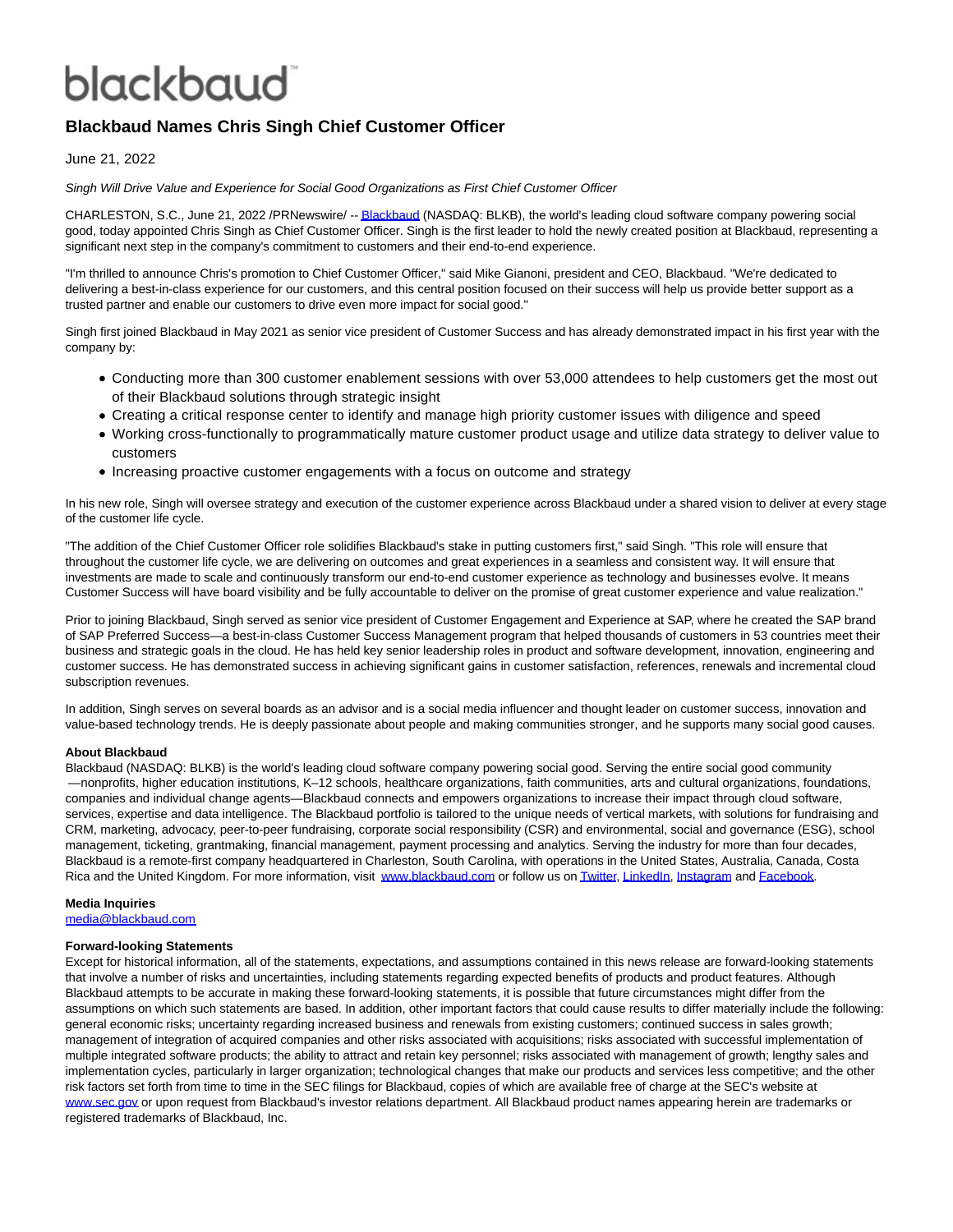blackbaud

# Blackbaud Names Chris Singh Chief Customer Officer

June 21, 2022

*Singh Will Drive Value and Experience for Social Good Organizations as First Chief Customer Officer*

CHARLESTON, S.C., June 21, 2022 /PRNewswire/ -- [Blackbaud](http://www.blackbaud.com) (NASDAQ: BLKB), the world's leading cloud software company powering social good, today appointed Chris Singh as Chief Customer Officer. Singh is the first leader to hold the newly created position at Blackbaud, representing a significant next step in the company's commitment to customers and their end-to-end experience.

"I'm thrilled to announce Chris's promotion to Chief Customer Officer," said Mike Gianoni, president and CEO, Blackbaud. "We're dedicated to delivering a best-in-class experience for our customers, and this central position focused on their success will help us provide better support as a trusted partner and enable our customers to drive even more impact for social good."

Singh first joined Blackbaud in May 2021 as senior vice president of Customer Success and has already demonstrated impact in his first year with the company by:

- Conducting more than 300 customer enablement sessions with over 53,000 attendees to help customers get the most out of their Blackbaud solutions through strategic insight
- Creating a critical response center to identify and manage high priority customer issues with diligence and speed
- Working cross-functionally to programmatically mature customer product usage and utilize data strategy to deliver value to customers
- Increasing proactive customer engagements with a focus on outcome and strategy

In his new role, Singh will oversee strategy and execution of the customer experience across Blackbaud under a shared vision to deliver at every stage of the customer life cycle.

"The addition of the Chief Customer Officer role solidifies Blackbaud's stake in putting customers first," said Singh. "This role will ensure that throughout the customer life cycle, we are delivering on outcomes and great experiences in a seamless and consistent way. It will ensure that investments are made to scale and continuously transform our end-to-end customer experience as technology and businesses evolve. It means Customer Success will have board visibility and be fully accountable to deliver on the promise of great customer experience and value realization."

Prior to joining Blackbaud, Singh served as senior vice president of Customer Engagement and Experience at SAP, where he created the SAP brand of SAP Preferred Success—a best-in-class Customer Success Management program that helped thousands of customers in 53 countries meet their business and strategic goals in the cloud. He has held key senior leadership roles in product and software development, innovation, engineering and customer success. He has demonstrated success in achieving significant gains in customer satisfaction, references, renewals and incremental cloud subscription revenues.

In addition, Singh serves on several boards as an advisor and is a social media influencer and thought leader on customer success, innovation and value-based technology trends. He is deeply passionate about people and making communities stronger, and he supports many social good causes.

**About Blackbaud**
Blackbaud (NASDAQ: BLKB) is the world's leading cloud software company powering social good. Serving the entire social good community —nonprofits, higher education institutions, K–12 schools, healthcare organizations, faith communities, arts and cultural organizations, foundations, companies and individual change agents—Blackbaud connects and empowers organizations to increase their impact through cloud software, services, expertise and data intelligence. The Blackbaud portfolio is tailored to the unique needs of vertical markets, with solutions for fundraising and CRM, marketing, advocacy, peer-to-peer fundraising, corporate social responsibility (CSR) and environmental, social and governance (ESG), school management, ticketing, grantmaking, financial management, payment processing and analytics. Serving the industry for more than four decades, Blackbaud is a remote-first company headquartered in Charleston, South Carolina, with operations in the United States, Australia, Canada, Costa Rica and the United Kingdom. For more information, visit [www.blackbaud.com](http://www.blackbaud.com) or follow us on Twitter, LinkedIn, Instagram and Facebook.

**Media Inquiries**
media@blackbaud.com

**Forward-looking Statements**
Except for historical information, all of the statements, expectations, and assumptions contained in this news release are forward-looking statements that involve a number of risks and uncertainties, including statements regarding expected benefits of products and product features. Although Blackbaud attempts to be accurate in making these forward-looking statements, it is possible that future circumstances might differ from the assumptions on which such statements are based. In addition, other important factors that could cause results to differ materially include the following: general economic risks; uncertainty regarding increased business and renewals from existing customers; continued success in sales growth; management of integration of acquired companies and other risks associated with acquisitions; risks associated with successful implementation of multiple integrated software products; the ability to attract and retain key personnel; risks associated with management of growth; lengthy sales and implementation cycles, particularly in larger organization; technological changes that make our products and services less competitive; and the other risk factors set forth from time to time in the SEC filings for Blackbaud, copies of which are available free of charge at the SEC's website at www.sec.gov or upon request from Blackbaud's investor relations department. All Blackbaud product names appearing herein are trademarks or registered trademarks of Blackbaud, Inc.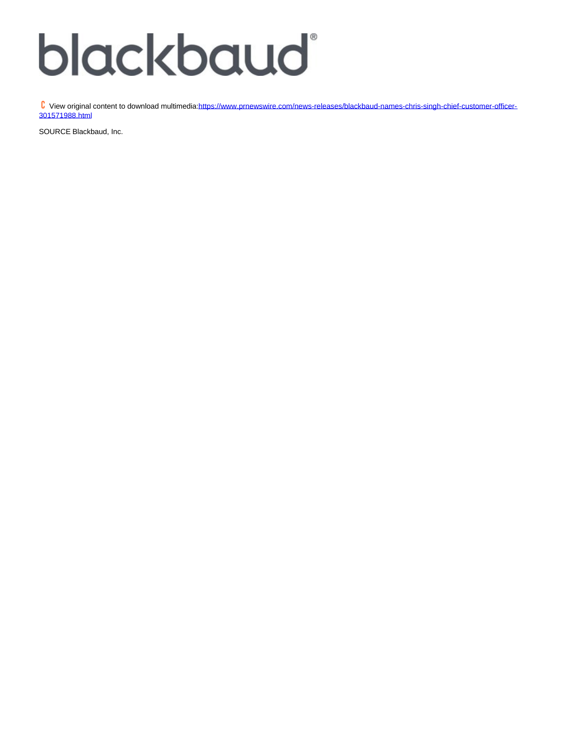blackbaud®

View original content to download multimedia:https://www.prnewswire.com/news-releases/blackbaud-names-chris-singh-chief-customer-officer-301571988.html

SOURCE Blackbaud, Inc.